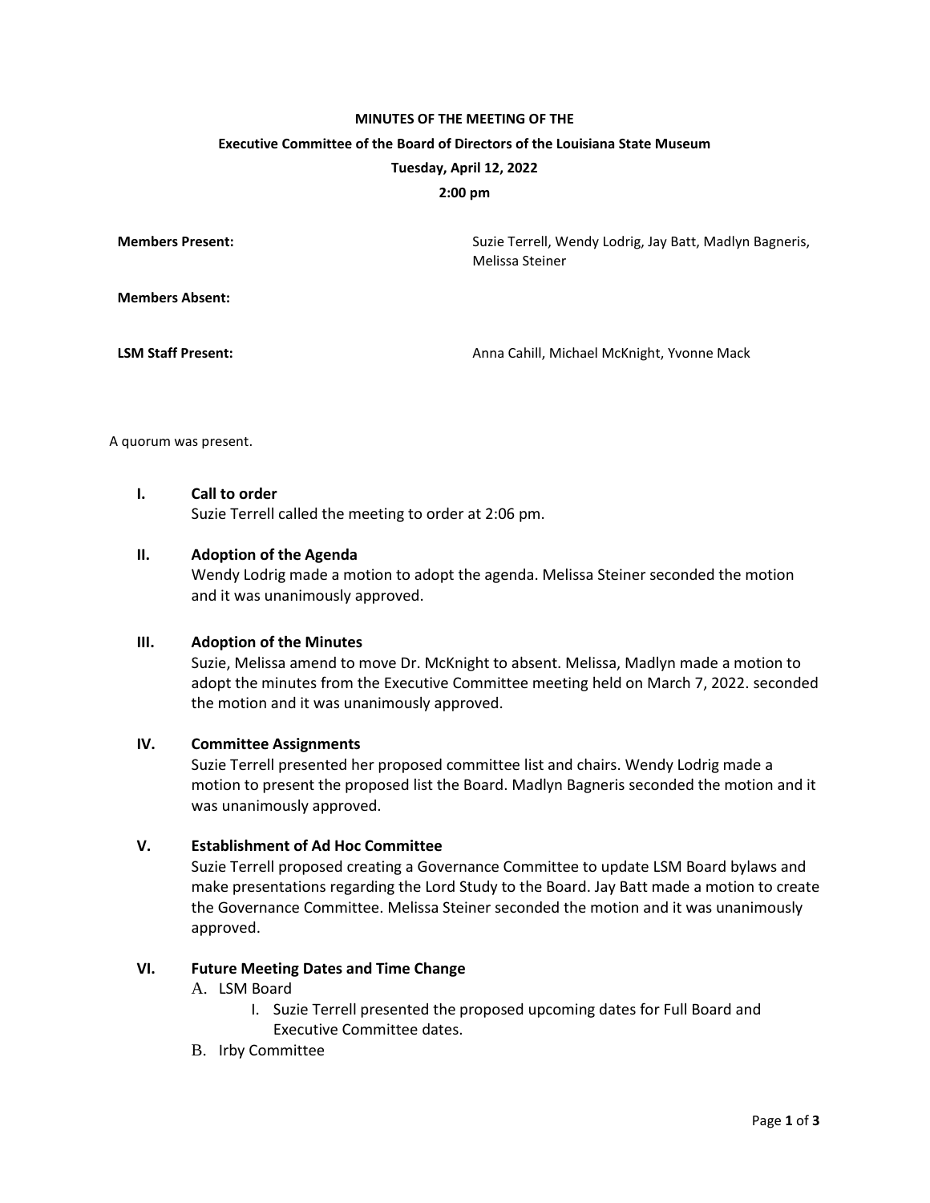**MINUTES OF THE MEETING OF THE**

**Executive Committee of the Board of Directors of the Louisiana State Museum**

**Tuesday, April 12, 2022**

**2:00 pm**

| | |
|---|---|
| **Members Present:** | Suzie Terrell, Wendy Lodrig, Jay Batt, Madlyn Bagneris, Melissa Steiner |
| **Members Absent:** | |
| **LSM Staff Present:** | Anna Cahill, Michael McKnight, Yvonne Mack |

A quorum was present.

**I. Call to order**

Suzie Terrell called the meeting to order at 2:06 pm.

**II. Adoption of the Agenda**

Wendy Lodrig made a motion to adopt the agenda. Melissa Steiner seconded the motion and it was unanimously approved.

**III. Adoption of the Minutes**

Suzie, Melissa amend to move Dr. McKnight to absent. Melissa, Madlyn made a motion to adopt the minutes from the Executive Committee meeting held on March 7, 2022. seconded the motion and it was unanimously approved.

**IV. Committee Assignments**

Suzie Terrell presented her proposed committee list and chairs. Wendy Lodrig made a motion to present the proposed list the Board. Madlyn Bagneris seconded the motion and it was unanimously approved.

**V. Establishment of Ad Hoc Committee**

Suzie Terrell proposed creating a Governance Committee to update LSM Board bylaws and make presentations regarding the Lord Study to the Board. Jay Batt made a motion to create the Governance Committee. Melissa Steiner seconded the motion and it was unanimously approved.

**VI. Future Meeting Dates and Time Change**

A. LSM Board

  I. Suzie Terrell presented the proposed upcoming dates for Full Board and Executive Committee dates.

B. Irby Committee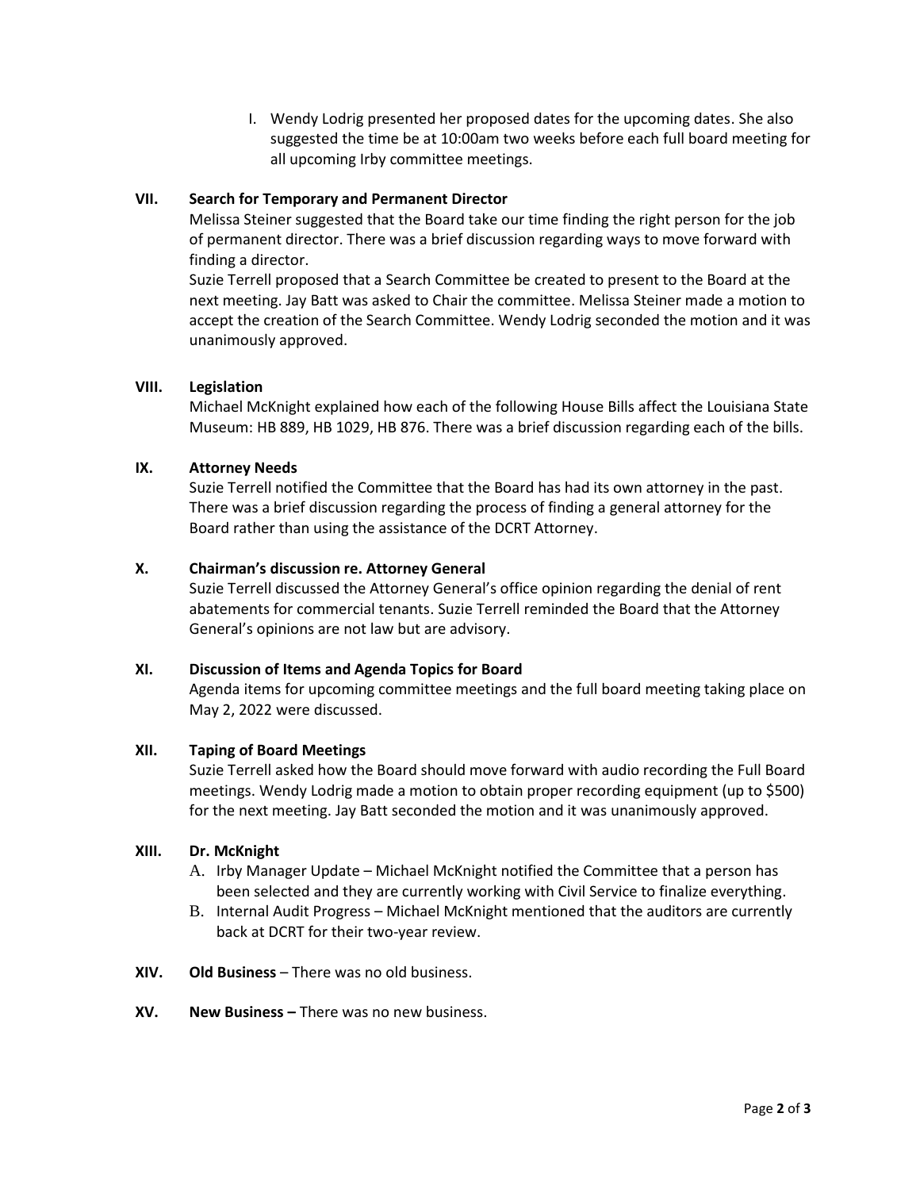I. Wendy Lodrig presented her proposed dates for the upcoming dates. She also suggested the time be at 10:00am two weeks before each full board meeting for all upcoming Irby committee meetings.

**VII. Search for Temporary and Permanent Director**

Melissa Steiner suggested that the Board take our time finding the right person for the job of permanent director. There was a brief discussion regarding ways to move forward with finding a director.

Suzie Terrell proposed that a Search Committee be created to present to the Board at the next meeting. Jay Batt was asked to Chair the committee. Melissa Steiner made a motion to accept the creation of the Search Committee. Wendy Lodrig seconded the motion and it was unanimously approved.

**VIII. Legislation**

Michael McKnight explained how each of the following House Bills affect the Louisiana State Museum: HB 889, HB 1029, HB 876. There was a brief discussion regarding each of the bills.

**IX. Attorney Needs**

Suzie Terrell notified the Committee that the Board has had its own attorney in the past. There was a brief discussion regarding the process of finding a general attorney for the Board rather than using the assistance of the DCRT Attorney.

**X. Chairman's discussion re. Attorney General**

Suzie Terrell discussed the Attorney General's office opinion regarding the denial of rent abatements for commercial tenants. Suzie Terrell reminded the Board that the Attorney General's opinions are not law but are advisory.

**XI. Discussion of Items and Agenda Topics for Board**

Agenda items for upcoming committee meetings and the full board meeting taking place on May 2, 2022 were discussed.

**XII. Taping of Board Meetings**

Suzie Terrell asked how the Board should move forward with audio recording the Full Board meetings. Wendy Lodrig made a motion to obtain proper recording equipment (up to $500) for the next meeting. Jay Batt seconded the motion and it was unanimously approved.

**XIII. Dr. McKnight**

A. Irby Manager Update – Michael McKnight notified the Committee that a person has been selected and they are currently working with Civil Service to finalize everything.

B. Internal Audit Progress – Michael McKnight mentioned that the auditors are currently back at DCRT for their two-year review.

**XIV. Old Business** – There was no old business.

**XV. New Business –** There was no new business.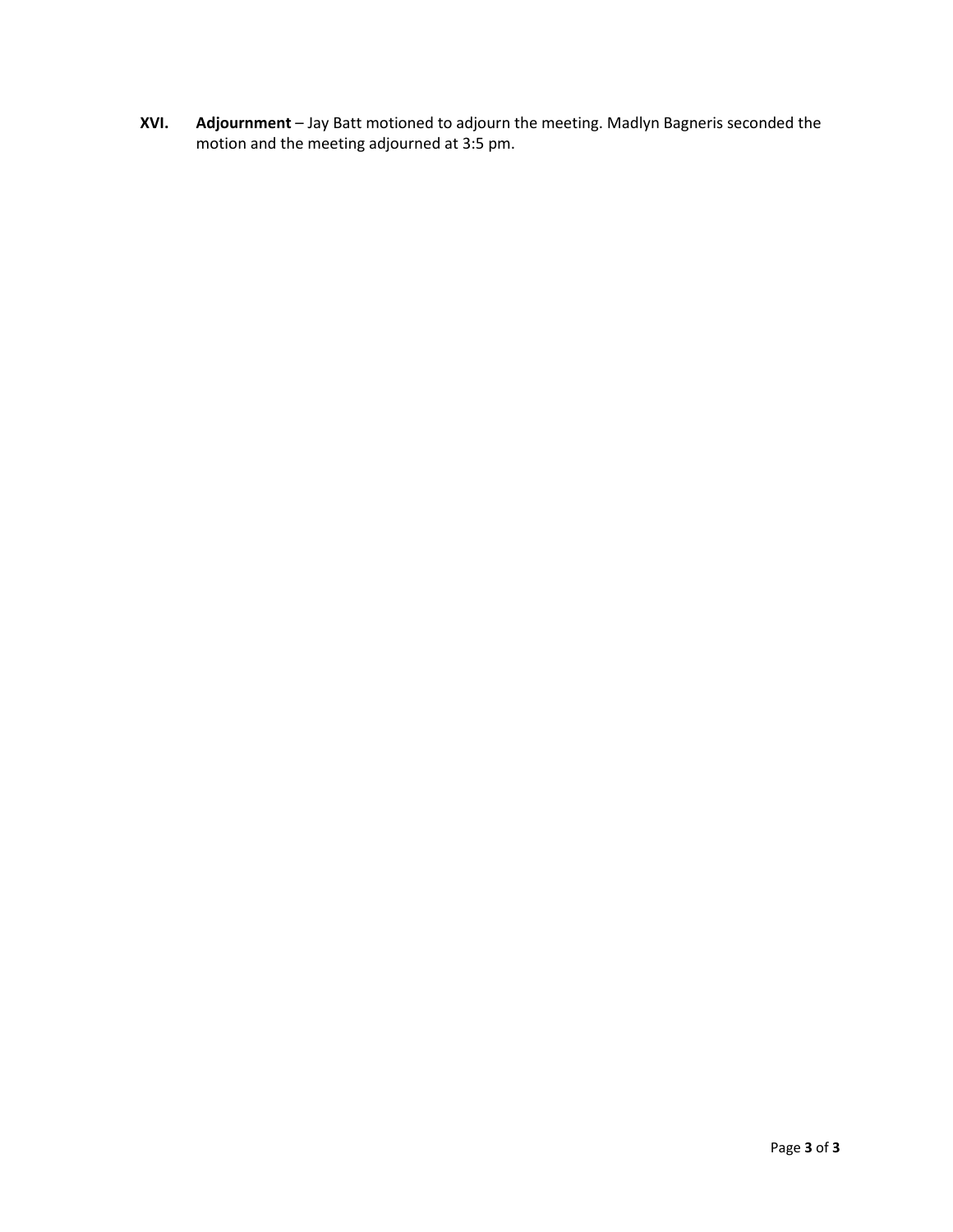**XVI. Adjournment** – Jay Batt motioned to adjourn the meeting. Madlyn Bagneris seconded the motion and the meeting adjourned at 3:5 pm.